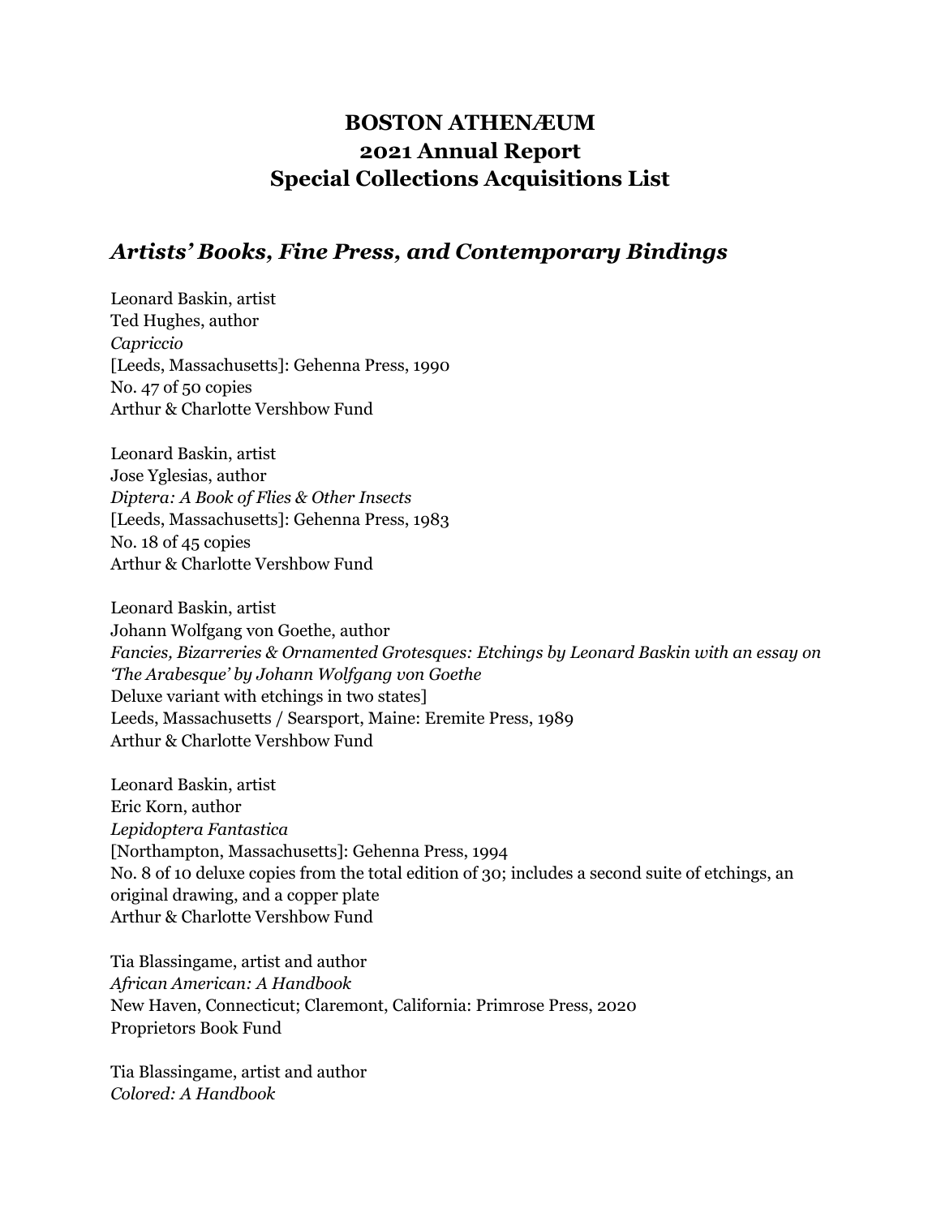# BOSTON ATHENÆUM
# 2021 Annual Report
# Special Collections Acquisitions List

## *Artists' Books, Fine Press, and Contemporary Bindings*

Leonard Baskin, artist
Ted Hughes, author
*Capriccio*
[Leeds, Massachusetts]: Gehenna Press, 1990
No. 47 of 50 copies
Arthur & Charlotte Vershbow Fund

Leonard Baskin, artist
Jose Yglesias, author
*Diptera: A Book of Flies & Other Insects*
[Leeds, Massachusetts]: Gehenna Press, 1983
No. 18 of 45 copies
Arthur & Charlotte Vershbow Fund

Leonard Baskin, artist
Johann Wolfgang von Goethe, author
*Fancies, Bizarreries & Ornamented Grotesques: Etchings by Leonard Baskin with an essay on 'The Arabesque' by Johann Wolfgang von Goethe*
Deluxe variant with etchings in two states]
Leeds, Massachusetts / Searsport, Maine: Eremite Press, 1989
Arthur & Charlotte Vershbow Fund

Leonard Baskin, artist
Eric Korn, author
*Lepidoptera Fantastica*
[Northampton, Massachusetts]: Gehenna Press, 1994
No. 8 of 10 deluxe copies from the total edition of 30; includes a second suite of etchings, an original drawing, and a copper plate
Arthur & Charlotte Vershbow Fund

Tia Blassingame, artist and author
*African American: A Handbook*
New Haven, Connecticut; Claremont, California: Primrose Press, 2020
Proprietors Book Fund

Tia Blassingame, artist and author
*Colored: A Handbook*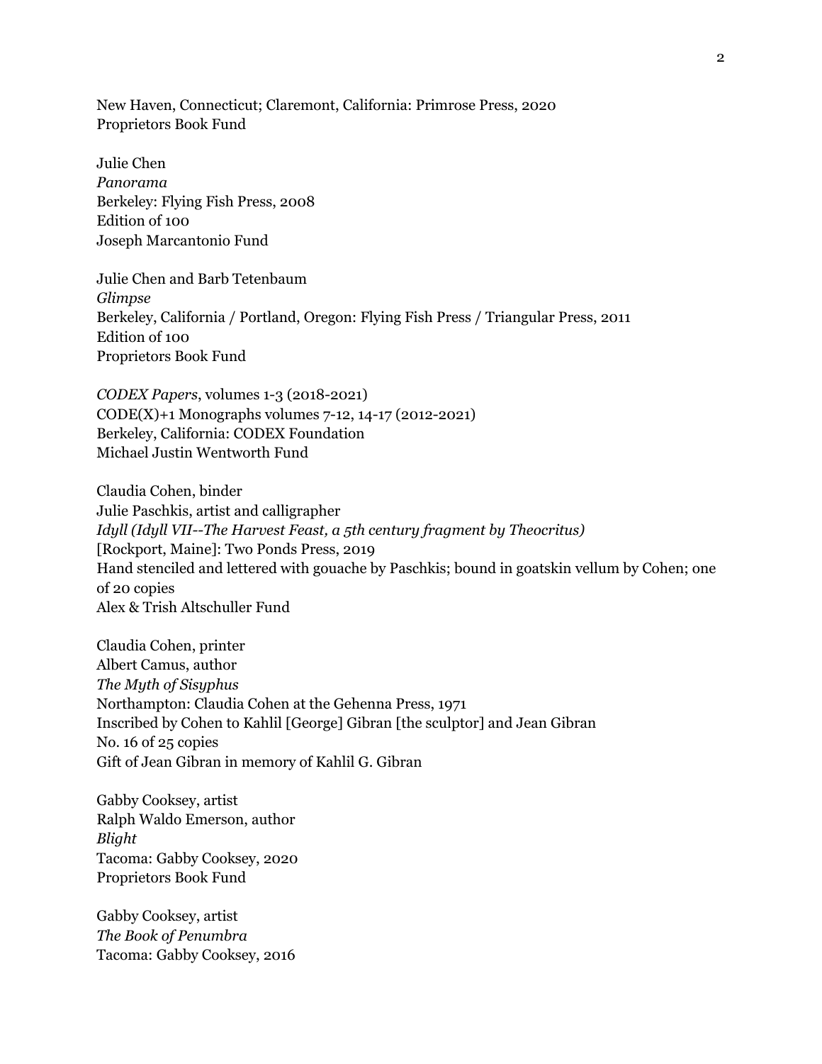New Haven, Connecticut; Claremont, California: Primrose Press, 2020
Proprietors Book Fund

Julie Chen
*Panorama*
Berkeley: Flying Fish Press, 2008
Edition of 100
Joseph Marcantonio Fund

Julie Chen and Barb Tetenbaum
*Glimpse*
Berkeley, California / Portland, Oregon: Flying Fish Press / Triangular Press, 2011
Edition of 100
Proprietors Book Fund

*CODEX Papers*, volumes 1-3 (2018-2021)
CODE(X)+1 Monographs volumes 7-12, 14-17 (2012-2021)
Berkeley, California: CODEX Foundation
Michael Justin Wentworth Fund

Claudia Cohen, binder
Julie Paschkis, artist and calligrapher
*Idyll (Idyll VII--The Harvest Feast, a 5th century fragment by Theocritus)*
[Rockport, Maine]: Two Ponds Press, 2019
Hand stenciled and lettered with gouache by Paschkis; bound in goatskin vellum by Cohen; one of 20 copies
Alex & Trish Altschuller Fund

Claudia Cohen, printer
Albert Camus, author
*The Myth of Sisyphus*
Northampton: Claudia Cohen at the Gehenna Press, 1971
Inscribed by Cohen to Kahlil [George] Gibran [the sculptor] and Jean Gibran
No. 16 of 25 copies
Gift of Jean Gibran in memory of Kahlil G. Gibran

Gabby Cooksey, artist
Ralph Waldo Emerson, author
*Blight*
Tacoma: Gabby Cooksey, 2020
Proprietors Book Fund

Gabby Cooksey, artist
*The Book of Penumbra*
Tacoma: Gabby Cooksey, 2016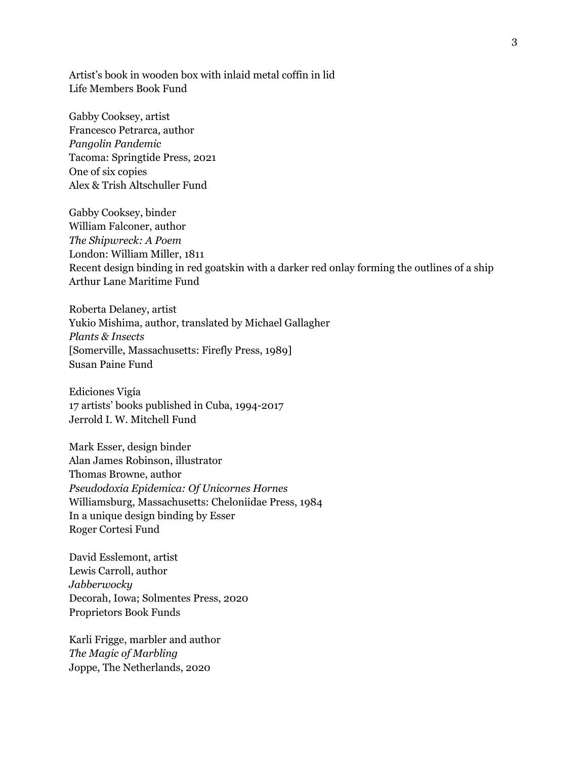Artist's book in wooden box with inlaid metal coffin in lid
Life Members Book Fund

Gabby Cooksey, artist
Francesco Petrarca, author
*Pangolin Pandemic*
Tacoma: Springtide Press, 2021
One of six copies
Alex & Trish Altschuller Fund

Gabby Cooksey, binder
William Falconer, author
*The Shipwreck: A Poem*
London: William Miller, 1811
Recent design binding in red goatskin with a darker red onlay forming the outlines of a ship
Arthur Lane Maritime Fund

Roberta Delaney, artist
Yukio Mishima, author, translated by Michael Gallagher
*Plants & Insects*
[Somerville, Massachusetts: Firefly Press, 1989]
Susan Paine Fund

Ediciones Vigía
17 artists' books published in Cuba, 1994-2017
Jerrold I. W. Mitchell Fund

Mark Esser, design binder
Alan James Robinson, illustrator
Thomas Browne, author
*Pseudodoxia Epidemica: Of Unicornes Hornes*
Williamsburg, Massachusetts: Cheloniidae Press, 1984
In a unique design binding by Esser
Roger Cortesi Fund

David Esslemont, artist
Lewis Carroll, author
*Jabberwocky*
Decorah, Iowa; Solmentes Press, 2020
Proprietors Book Funds

Karli Frigge, marbler and author
*The Magic of Marbling*
Joppe, The Netherlands, 2020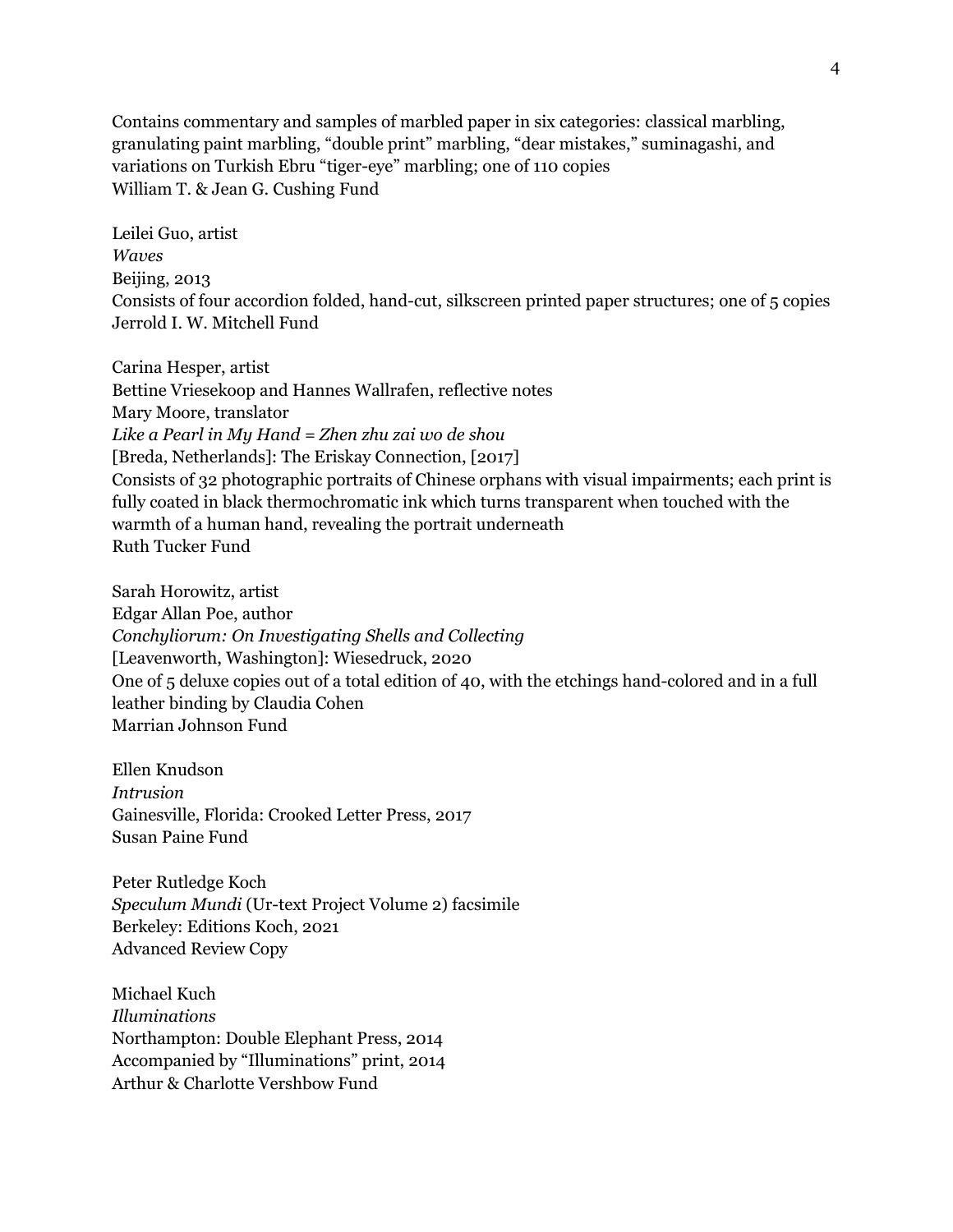Contains commentary and samples of marbled paper in six categories: classical marbling, granulating paint marbling, "double print" marbling, "dear mistakes," suminagashi, and variations on Turkish Ebru "tiger-eye" marbling; one of 110 copies
William T. & Jean G. Cushing Fund

Leilei Guo, artist
*Waves*
Beijing, 2013
Consists of four accordion folded, hand-cut, silkscreen printed paper structures; one of 5 copies
Jerrold I. W. Mitchell Fund

Carina Hesper, artist
Bettine Vriesekoop and Hannes Wallrafen, reflective notes
Mary Moore, translator
*Like a Pearl in My Hand = Zhen zhu zai wo de shou*
[Breda, Netherlands]: The Eriskay Connection, [2017]
Consists of 32 photographic portraits of Chinese orphans with visual impairments; each print is fully coated in black thermochromatic ink which turns transparent when touched with the warmth of a human hand, revealing the portrait underneath
Ruth Tucker Fund

Sarah Horowitz, artist
Edgar Allan Poe, author
*Conchyliorum: On Investigating Shells and Collecting*
[Leavenworth, Washington]: Wiesedruck, 2020
One of 5 deluxe copies out of a total edition of 40, with the etchings hand-colored and in a full leather binding by Claudia Cohen
Marrian Johnson Fund

Ellen Knudson
*Intrusion*
Gainesville, Florida: Crooked Letter Press, 2017
Susan Paine Fund

Peter Rutledge Koch
*Speculum Mundi* (Ur-text Project Volume 2) facsimile
Berkeley: Editions Koch, 2021
Advanced Review Copy

Michael Kuch
*Illuminations*
Northampton: Double Elephant Press, 2014
Accompanied by "Illuminations" print, 2014
Arthur & Charlotte Vershbow Fund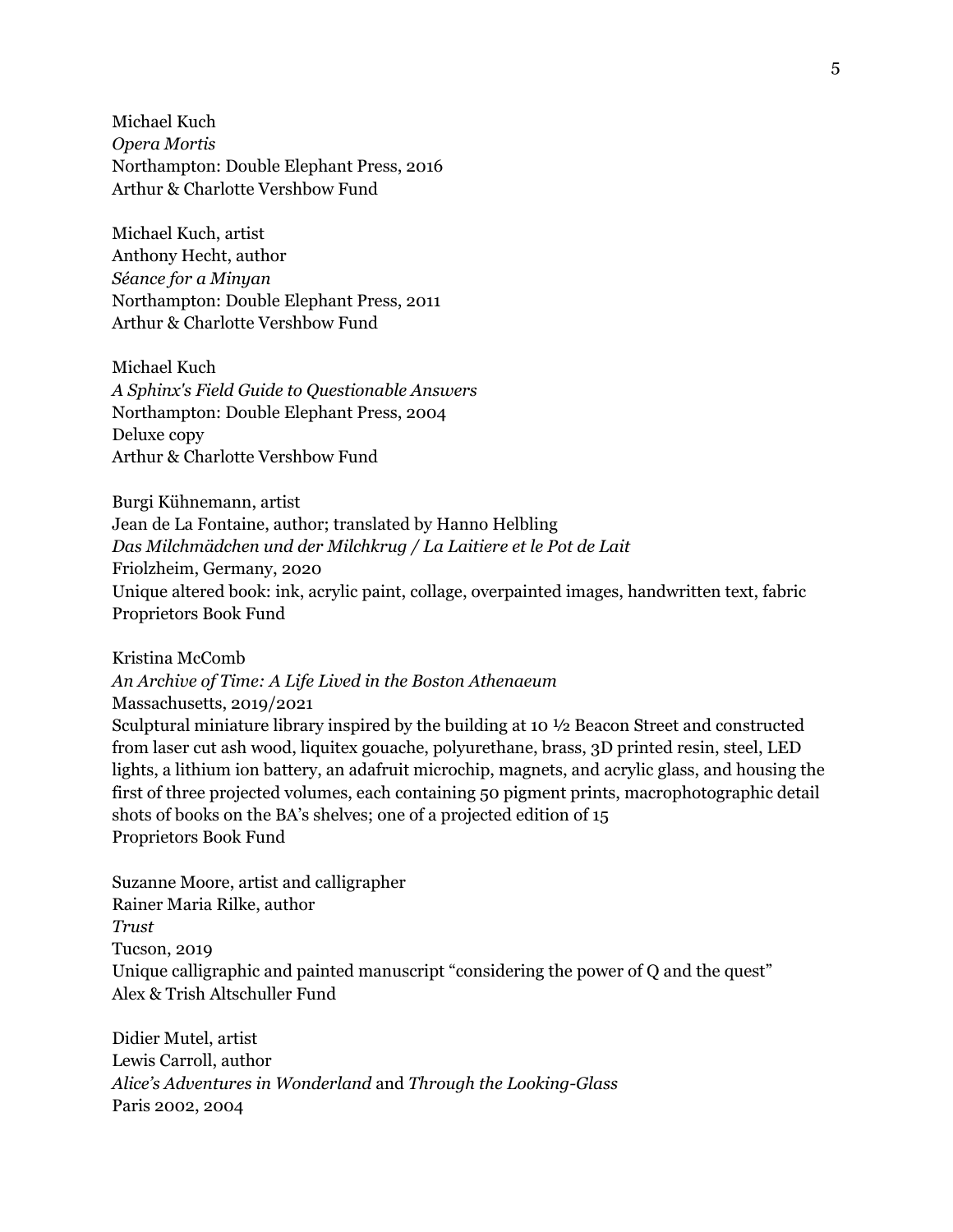Michael Kuch
*Opera Mortis*
Northampton: Double Elephant Press, 2016
Arthur & Charlotte Vershbow Fund

Michael Kuch, artist
Anthony Hecht, author
*Séance for a Minyan*
Northampton: Double Elephant Press, 2011
Arthur & Charlotte Vershbow Fund

Michael Kuch
*A Sphinx's Field Guide to Questionable Answers*
Northampton: Double Elephant Press, 2004
Deluxe copy
Arthur & Charlotte Vershbow Fund

Burgi Kühnemann, artist
Jean de La Fontaine, author; translated by Hanno Helbling
*Das Milchmädchen und der Milchkrug / La Laitiere et le Pot de Lait*
Friolzheim, Germany, 2020
Unique altered book: ink, acrylic paint, collage, overpainted images, handwritten text, fabric
Proprietors Book Fund

Kristina McComb
*An Archive of Time: A Life Lived in the Boston Athenaeum*
Massachusetts, 2019/2021
Sculptural miniature library inspired by the building at 10 ½ Beacon Street and constructed from laser cut ash wood, liquitex gouache, polyurethane, brass, 3D printed resin, steel, LED lights, a lithium ion battery, an adafruit microchip, magnets, and acrylic glass, and housing the first of three projected volumes, each containing 50 pigment prints, macrophotographic detail shots of books on the BA's shelves; one of a projected edition of 15
Proprietors Book Fund

Suzanne Moore, artist and calligrapher
Rainer Maria Rilke, author
*Trust*
Tucson, 2019
Unique calligraphic and painted manuscript "considering the power of Q and the quest"
Alex & Trish Altschuller Fund

Didier Mutel, artist
Lewis Carroll, author
*Alice's Adventures in Wonderland* and *Through the Looking-Glass*
Paris 2002, 2004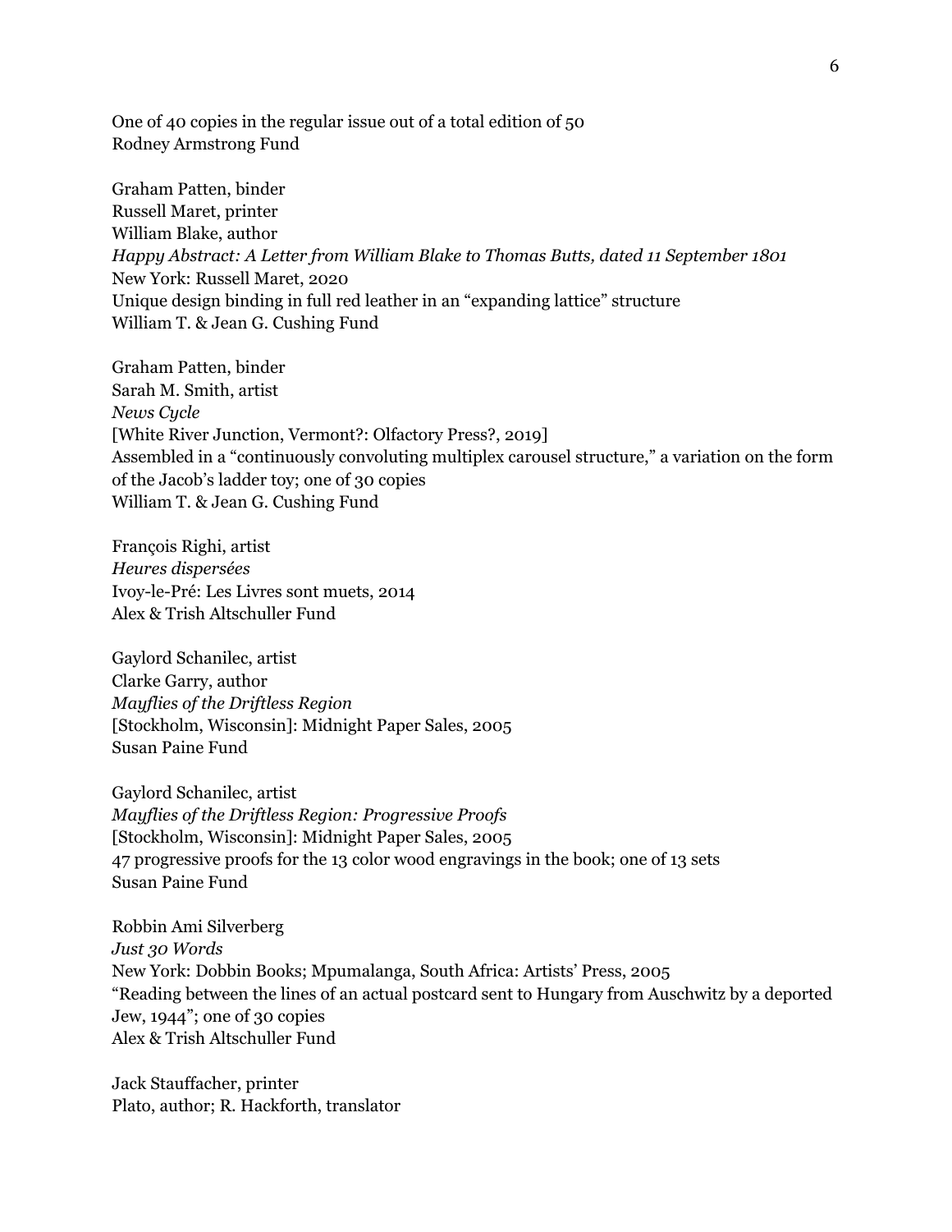One of 40 copies in the regular issue out of a total edition of 50
Rodney Armstrong Fund

Graham Patten, binder
Russell Maret, printer
William Blake, author
*Happy Abstract: A Letter from William Blake to Thomas Butts, dated 11 September 1801*
New York: Russell Maret, 2020
Unique design binding in full red leather in an "expanding lattice" structure
William T. & Jean G. Cushing Fund

Graham Patten, binder
Sarah M. Smith, artist
*News Cycle*
[White River Junction, Vermont?: Olfactory Press?, 2019]
Assembled in a "continuously convoluting multiplex carousel structure," a variation on the form of the Jacob's ladder toy; one of 30 copies
William T. & Jean G. Cushing Fund

François Righi, artist
*Heures dispersées*
Ivoy-le-Pré: Les Livres sont muets, 2014
Alex & Trish Altschuller Fund

Gaylord Schanilec, artist
Clarke Garry, author
*Mayflies of the Driftless Region*
[Stockholm, Wisconsin]: Midnight Paper Sales, 2005
Susan Paine Fund

Gaylord Schanilec, artist
*Mayflies of the Driftless Region: Progressive Proofs*
[Stockholm, Wisconsin]: Midnight Paper Sales, 2005
47 progressive proofs for the 13 color wood engravings in the book; one of 13 sets
Susan Paine Fund

Robbin Ami Silverberg
*Just 30 Words*
New York: Dobbin Books; Mpumalanga, South Africa: Artists' Press, 2005
"Reading between the lines of an actual postcard sent to Hungary from Auschwitz by a deported Jew, 1944"; one of 30 copies
Alex & Trish Altschuller Fund

Jack Stauffacher, printer
Plato, author; R. Hackforth, translator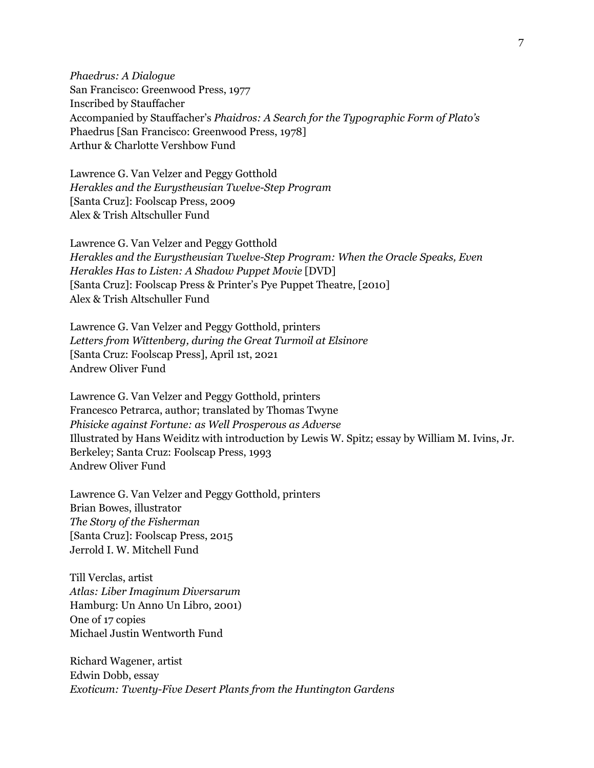*Phaedrus: A Dialogue*
San Francisco: Greenwood Press, 1977
Inscribed by Stauffacher
Accompanied by Stauffacher's *Phaidros: A Search for the Typographic Form of Plato's* Phaedrus [San Francisco: Greenwood Press, 1978]
Arthur & Charlotte Vershbow Fund

Lawrence G. Van Velzer and Peggy Gotthold
*Herakles and the Eurystheusian Twelve-Step Program*
[Santa Cruz]: Foolscap Press, 2009
Alex & Trish Altschuller Fund

Lawrence G. Van Velzer and Peggy Gotthold
*Herakles and the Eurystheusian Twelve-Step Program: When the Oracle Speaks, Even Herakles Has to Listen: A Shadow Puppet Movie* [DVD]
[Santa Cruz]: Foolscap Press & Printer's Pye Puppet Theatre, [2010]
Alex & Trish Altschuller Fund

Lawrence G. Van Velzer and Peggy Gotthold, printers
*Letters from Wittenberg, during the Great Turmoil at Elsinore*
[Santa Cruz: Foolscap Press], April 1st, 2021
Andrew Oliver Fund

Lawrence G. Van Velzer and Peggy Gotthold, printers
Francesco Petrarca, author; translated by Thomas Twyne
*Phisicke against Fortune: as Well Prosperous as Adverse*
Illustrated by Hans Weiditz with introduction by Lewis W. Spitz; essay by William M. Ivins, Jr.
Berkeley; Santa Cruz: Foolscap Press, 1993
Andrew Oliver Fund

Lawrence G. Van Velzer and Peggy Gotthold, printers
Brian Bowes, illustrator
*The Story of the Fisherman*
[Santa Cruz]: Foolscap Press, 2015
Jerrold I. W. Mitchell Fund

Till Verclas, artist
*Atlas: Liber Imaginum Diversarum*
Hamburg: Un Anno Un Libro, 2001)
One of 17 copies
Michael Justin Wentworth Fund

Richard Wagener, artist
Edwin Dobb, essay
*Exoticum: Twenty-Five Desert Plants from the Huntington Gardens*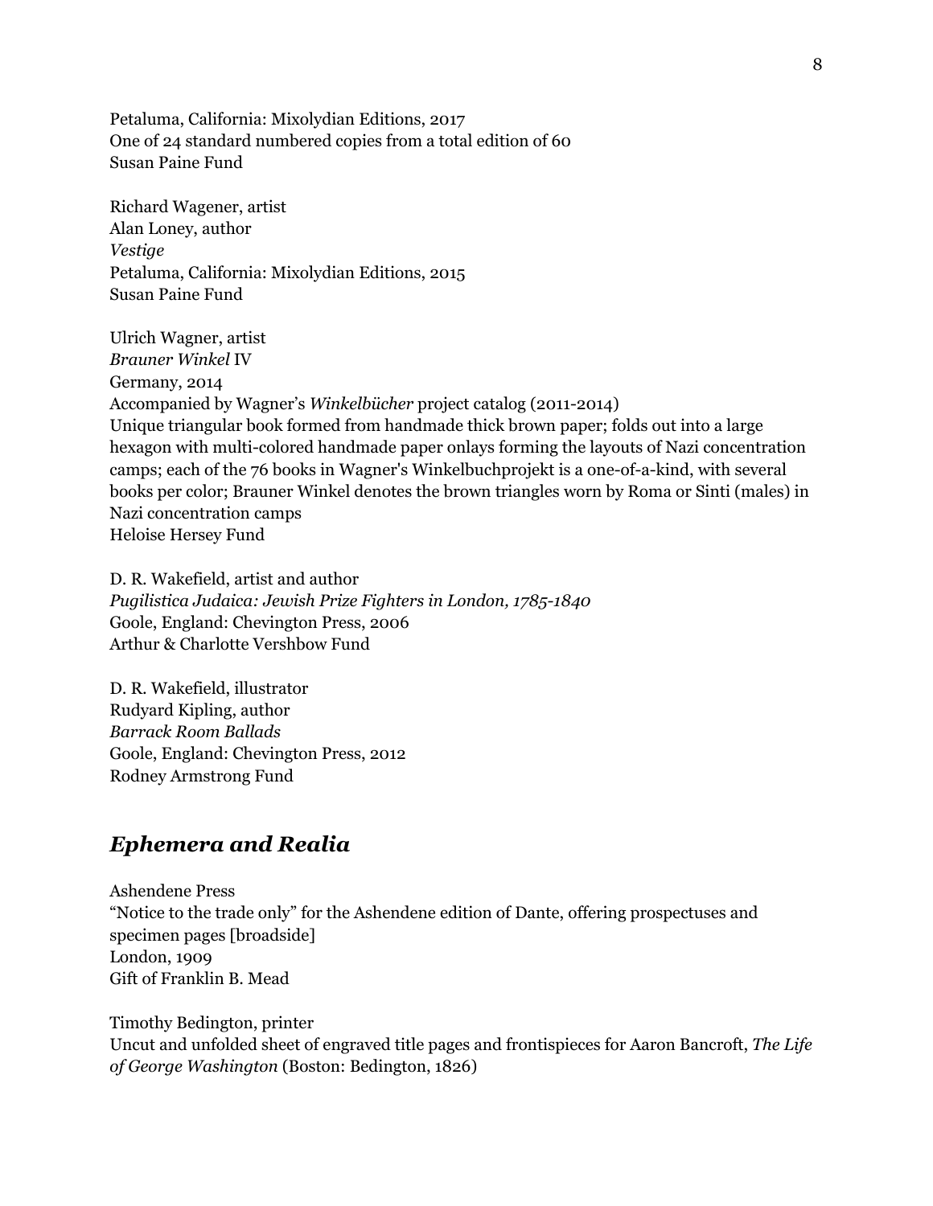Petaluma, California: Mixolydian Editions, 2017
One of 24 standard numbered copies from a total edition of 60
Susan Paine Fund

Richard Wagener, artist
Alan Loney, author
*Vestige*
Petaluma, California: Mixolydian Editions, 2015
Susan Paine Fund

Ulrich Wagner, artist
*Brauner Winkel* IV
Germany, 2014
Accompanied by Wagner's *Winkelbücher* project catalog (2011-2014)
Unique triangular book formed from handmade thick brown paper; folds out into a large hexagon with multi-colored handmade paper onlays forming the layouts of Nazi concentration camps; each of the 76 books in Wagner's Winkelbuchprojekt is a one-of-a-kind, with several books per color; Brauner Winkel denotes the brown triangles worn by Roma or Sinti (males) in Nazi concentration camps
Heloise Hersey Fund

D. R. Wakefield, artist and author
*Pugilistica Judaica: Jewish Prize Fighters in London, 1785-1840*
Goole, England: Chevington Press, 2006
Arthur & Charlotte Vershbow Fund

D. R. Wakefield, illustrator
Rudyard Kipling, author
*Barrack Room Ballads*
Goole, England: Chevington Press, 2012
Rodney Armstrong Fund

## *Ephemera and Realia*

Ashendene Press
"Notice to the trade only" for the Ashendene edition of Dante, offering prospectuses and specimen pages [broadside]
London, 1909
Gift of Franklin B. Mead

Timothy Bedington, printer
Uncut and unfolded sheet of engraved title pages and frontispieces for Aaron Bancroft, *The Life of George Washington* (Boston: Bedington, 1826)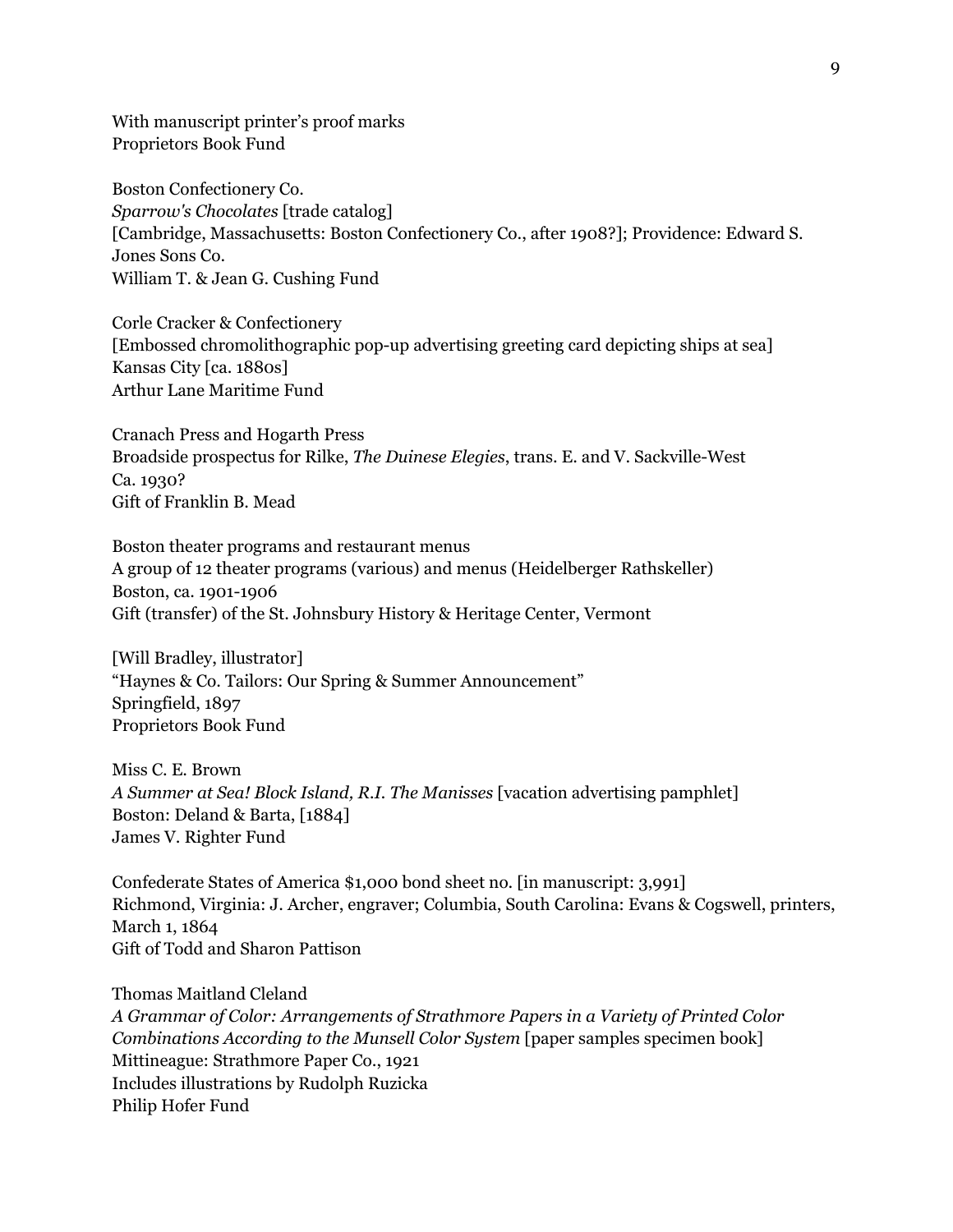With manuscript printer's proof marks
Proprietors Book Fund

Boston Confectionery Co.
*Sparrow's Chocolates* [trade catalog]
[Cambridge, Massachusetts: Boston Confectionery Co., after 1908?]; Providence: Edward S. Jones Sons Co.
William T. & Jean G. Cushing Fund

Corle Cracker & Confectionery
[Embossed chromolithographic pop-up advertising greeting card depicting ships at sea]
Kansas City [ca. 1880s]
Arthur Lane Maritime Fund

Cranach Press and Hogarth Press
Broadside prospectus for Rilke, *The Duinese Elegies*, trans. E. and V. Sackville-West
Ca. 1930?
Gift of Franklin B. Mead

Boston theater programs and restaurant menus
A group of 12 theater programs (various) and menus (Heidelberger Rathskeller)
Boston, ca. 1901-1906
Gift (transfer) of the St. Johnsbury History & Heritage Center, Vermont

[Will Bradley, illustrator]
"Haynes & Co. Tailors: Our Spring & Summer Announcement"
Springfield, 1897
Proprietors Book Fund

Miss C. E. Brown
*A Summer at Sea! Block Island, R.I. The Manisses* [vacation advertising pamphlet]
Boston: Deland & Barta, [1884]
James V. Righter Fund

Confederate States of America $1,000 bond sheet no. [in manuscript: 3,991]
Richmond, Virginia: J. Archer, engraver; Columbia, South Carolina: Evans & Cogswell, printers, March 1, 1864
Gift of Todd and Sharon Pattison

Thomas Maitland Cleland
*A Grammar of Color: Arrangements of Strathmore Papers in a Variety of Printed Color Combinations According to the Munsell Color System* [paper samples specimen book]
Mittineague: Strathmore Paper Co., 1921
Includes illustrations by Rudolph Ruzicka
Philip Hofer Fund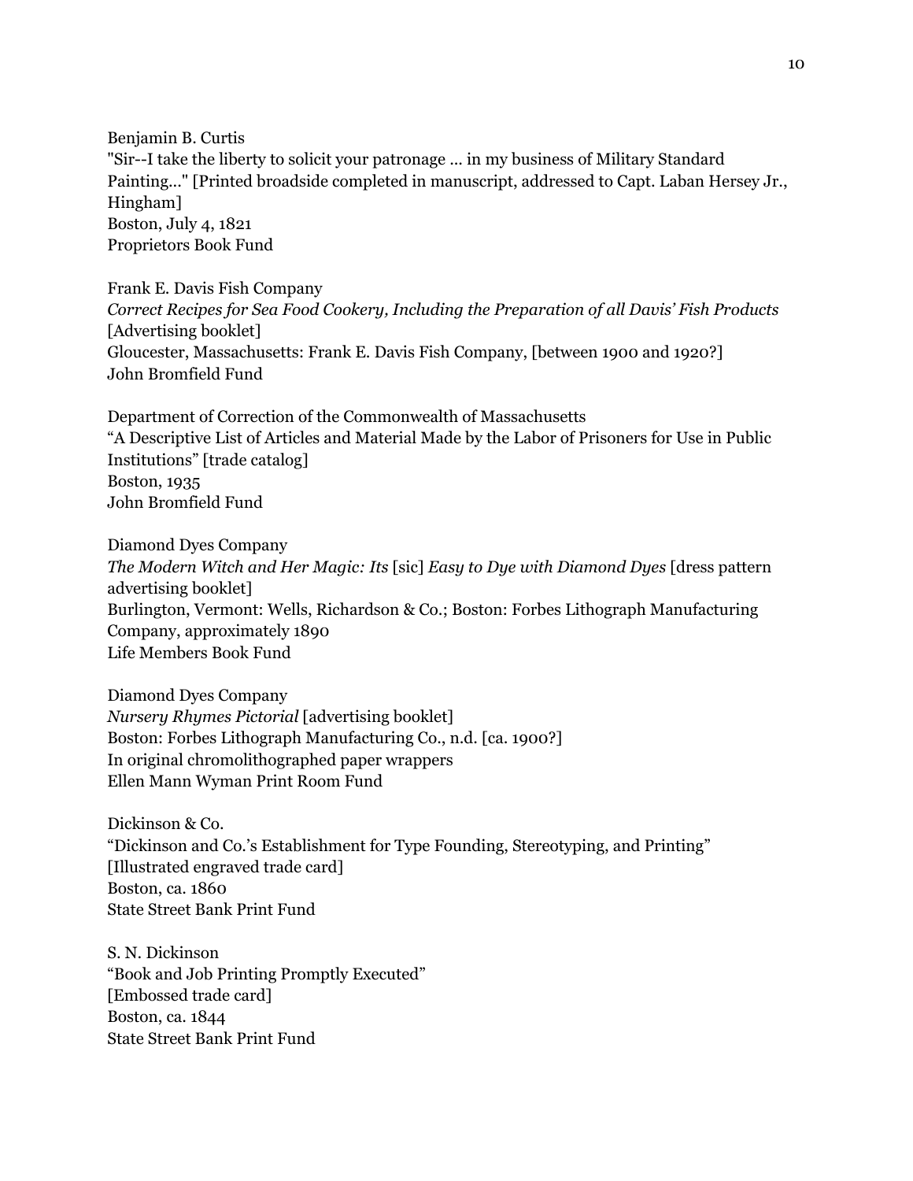Benjamin B. Curtis
"Sir--I take the liberty to solicit your patronage ... in my business of Military Standard Painting..." [Printed broadside completed in manuscript, addressed to Capt. Laban Hersey Jr., Hingham]
Boston, July 4, 1821
Proprietors Book Fund

Frank E. Davis Fish Company
*Correct Recipes for Sea Food Cookery, Including the Preparation of all Davis' Fish Products* [Advertising booklet]
Gloucester, Massachusetts: Frank E. Davis Fish Company, [between 1900 and 1920?]
John Bromfield Fund

Department of Correction of the Commonwealth of Massachusetts
"A Descriptive List of Articles and Material Made by the Labor of Prisoners for Use in Public Institutions" [trade catalog]
Boston, 1935
John Bromfield Fund

Diamond Dyes Company
*The Modern Witch and Her Magic: Its* [sic] *Easy to Dye with Diamond Dyes* [dress pattern advertising booklet]
Burlington, Vermont: Wells, Richardson & Co.; Boston: Forbes Lithograph Manufacturing Company, approximately 1890
Life Members Book Fund

Diamond Dyes Company
*Nursery Rhymes Pictorial* [advertising booklet]
Boston: Forbes Lithograph Manufacturing Co., n.d. [ca. 1900?]
In original chromolithographed paper wrappers
Ellen Mann Wyman Print Room Fund

Dickinson & Co.
"Dickinson and Co.'s Establishment for Type Founding, Stereotyping, and Printing"
[Illustrated engraved trade card]
Boston, ca. 1860
State Street Bank Print Fund

S. N. Dickinson
"Book and Job Printing Promptly Executed"
[Embossed trade card]
Boston, ca. 1844
State Street Bank Print Fund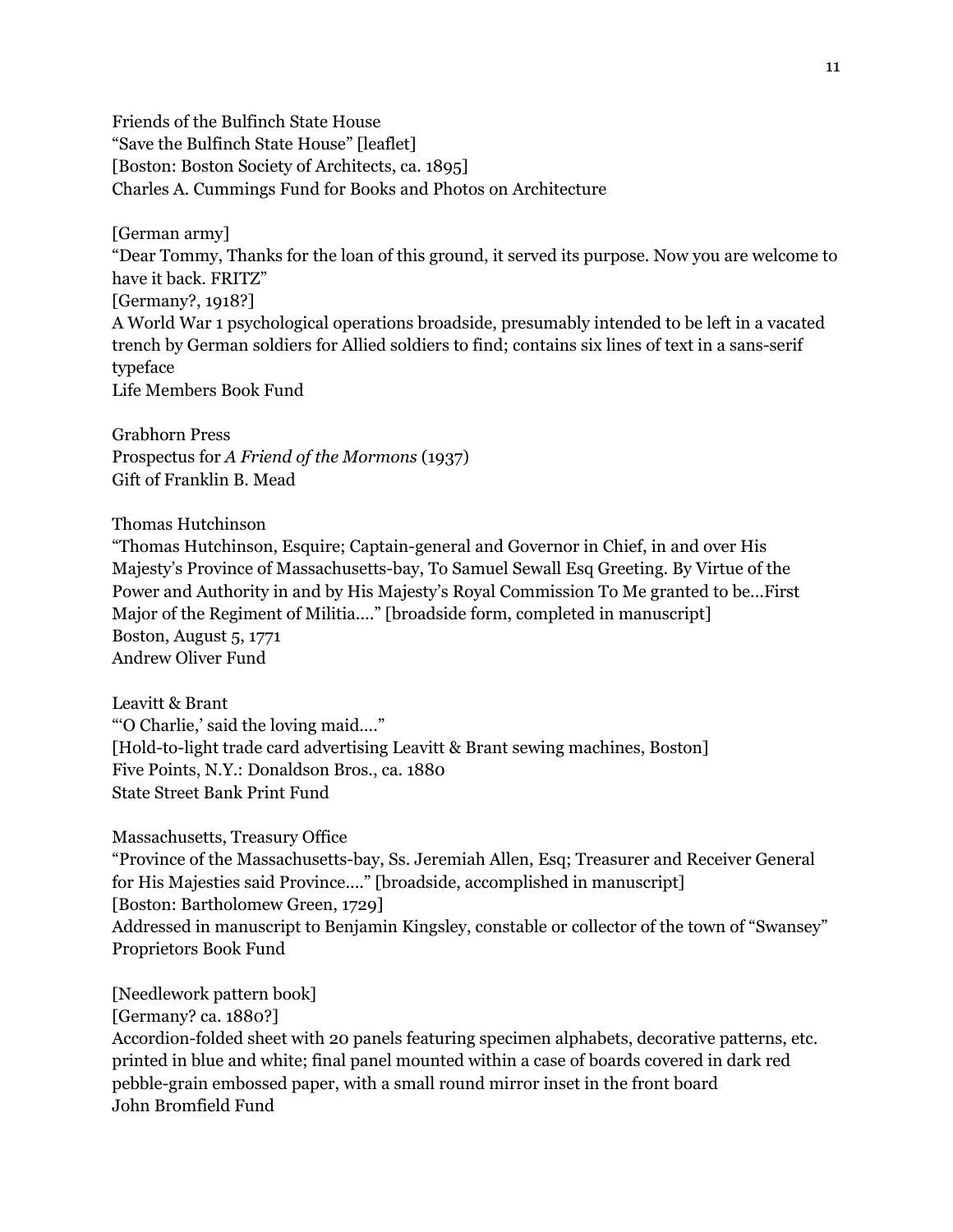Friends of the Bulfinch State House
"Save the Bulfinch State House" [leaflet]
[Boston: Boston Society of Architects, ca. 1895]
Charles A. Cummings Fund for Books and Photos on Architecture

[German army]
"Dear Tommy, Thanks for the loan of this ground, it served its purpose. Now you are welcome to have it back. FRITZ"
[Germany?, 1918?]
A World War 1 psychological operations broadside, presumably intended to be left in a vacated trench by German soldiers for Allied soldiers to find; contains six lines of text in a sans-serif typeface
Life Members Book Fund

Grabhorn Press
Prospectus for *A Friend of the Mormons* (1937)
Gift of Franklin B. Mead

Thomas Hutchinson
"Thomas Hutchinson, Esquire; Captain-general and Governor in Chief, in and over His Majesty's Province of Massachusetts-bay, To Samuel Sewall Esq Greeting. By Virtue of the Power and Authority in and by His Majesty's Royal Commission To Me granted to be…First Major of the Regiment of Militia…." [broadside form, completed in manuscript]
Boston, August 5, 1771
Andrew Oliver Fund

Leavitt & Brant
"'O Charlie,' said the loving maid…."
[Hold-to-light trade card advertising Leavitt & Brant sewing machines, Boston]
Five Points, N.Y.: Donaldson Bros., ca. 1880
State Street Bank Print Fund

Massachusetts, Treasury Office
"Province of the Massachusetts-bay, Ss. Jeremiah Allen, Esq; Treasurer and Receiver General for His Majesties said Province…." [broadside, accomplished in manuscript]
[Boston: Bartholomew Green, 1729]
Addressed in manuscript to Benjamin Kingsley, constable or collector of the town of "Swansey"
Proprietors Book Fund

[Needlework pattern book]
[Germany? ca. 1880?]
Accordion-folded sheet with 20 panels featuring specimen alphabets, decorative patterns, etc. printed in blue and white; final panel mounted within a case of boards covered in dark red pebble-grain embossed paper, with a small round mirror inset in the front board
John Bromfield Fund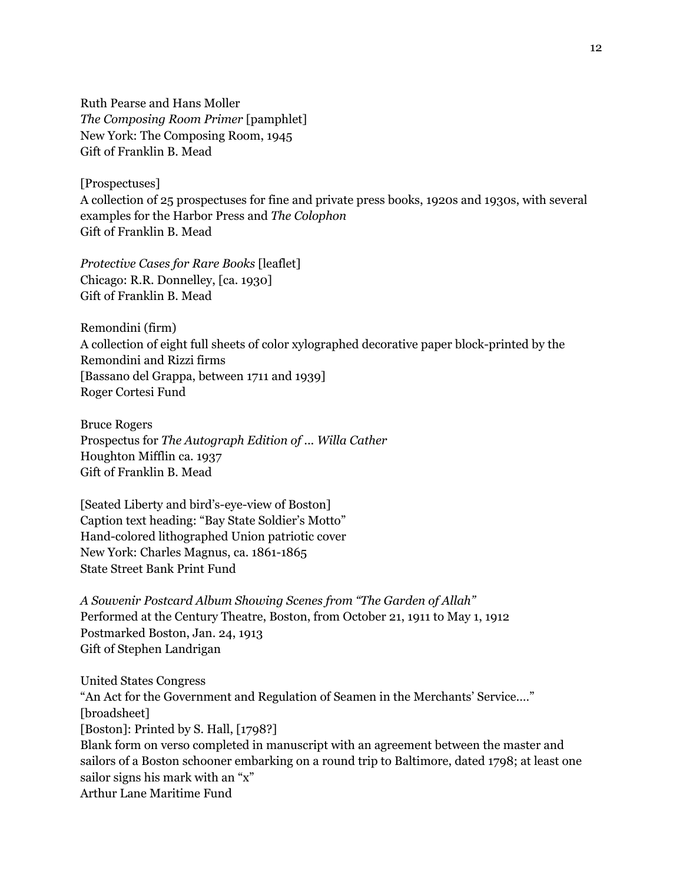Ruth Pearse and Hans Moller  
*The Composing Room Primer* [pamphlet]  
New York: The Composing Room, 1945  
Gift of Franklin B. Mead

[Prospectuses]  
A collection of 25 prospectuses for fine and private press books, 1920s and 1930s, with several examples for the Harbor Press and *The Colophon*  
Gift of Franklin B. Mead

*Protective Cases for Rare Books* [leaflet]  
Chicago: R.R. Donnelley, [ca. 1930]  
Gift of Franklin B. Mead

Remondini (firm)  
A collection of eight full sheets of color xylographed decorative paper block-printed by the Remondini and Rizzi firms  
[Bassano del Grappa, between 1711 and 1939]  
Roger Cortesi Fund

Bruce Rogers  
Prospectus for *The Autograph Edition of ... Willa Cather*  
Houghton Mifflin ca. 1937  
Gift of Franklin B. Mead

[Seated Liberty and bird's-eye-view of Boston]  
Caption text heading: "Bay State Soldier's Motto"  
Hand-colored lithographed Union patriotic cover  
New York: Charles Magnus, ca. 1861-1865  
State Street Bank Print Fund

*A Souvenir Postcard Album Showing Scenes from "The Garden of Allah"*  
Performed at the Century Theatre, Boston, from October 21, 1911 to May 1, 1912  
Postmarked Boston, Jan. 24, 1913  
Gift of Stephen Landrigan

United States Congress  
"An Act for the Government and Regulation of Seamen in the Merchants' Service...."  
[broadsheet]  
[Boston]: Printed by S. Hall, [1798?]  
Blank form on verso completed in manuscript with an agreement between the master and sailors of a Boston schooner embarking on a round trip to Baltimore, dated 1798; at least one sailor signs his mark with an "x"  
Arthur Lane Maritime Fund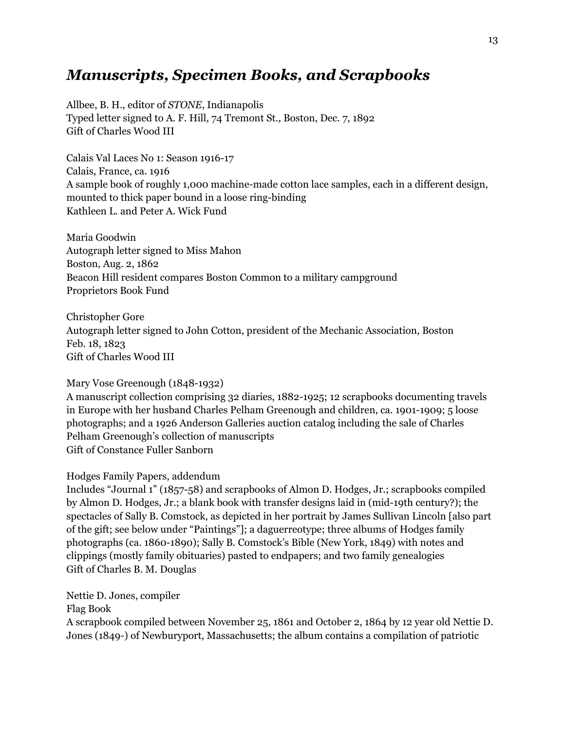## ***Manuscripts, Specimen Books, and Scrapbooks***

Allbee, B. H., editor of *STONE*, Indianapolis
Typed letter signed to A. F. Hill, 74 Tremont St., Boston, Dec. 7, 1892
Gift of Charles Wood III

Calais Val Laces No 1: Season 1916-17
Calais, France, ca. 1916
A sample book of roughly 1,000 machine-made cotton lace samples, each in a different design, mounted to thick paper bound in a loose ring-binding
Kathleen L. and Peter A. Wick Fund

Maria Goodwin
Autograph letter signed to Miss Mahon
Boston, Aug. 2, 1862
Beacon Hill resident compares Boston Common to a military campground
Proprietors Book Fund

Christopher Gore
Autograph letter signed to John Cotton, president of the Mechanic Association, Boston
Feb. 18, 1823
Gift of Charles Wood III

Mary Vose Greenough (1848-1932)
A manuscript collection comprising 32 diaries, 1882-1925; 12 scrapbooks documenting travels in Europe with her husband Charles Pelham Greenough and children, ca. 1901-1909; 5 loose photographs; and a 1926 Anderson Galleries auction catalog including the sale of Charles Pelham Greenough's collection of manuscripts
Gift of Constance Fuller Sanborn

Hodges Family Papers, addendum
Includes "Journal 1" (1857-58) and scrapbooks of Almon D. Hodges, Jr.; scrapbooks compiled by Almon D. Hodges, Jr.; a blank book with transfer designs laid in (mid-19th century?); the spectacles of Sally B. Comstock, as depicted in her portrait by James Sullivan Lincoln [also part of the gift; see below under "Paintings"]; a daguerreotype; three albums of Hodges family photographs (ca. 1860-1890); Sally B. Comstock's Bible (New York, 1849) with notes and clippings (mostly family obituaries) pasted to endpapers; and two family genealogies
Gift of Charles B. M. Douglas

Nettie D. Jones, compiler
Flag Book
A scrapbook compiled between November 25, 1861 and October 2, 1864 by 12 year old Nettie D. Jones (1849-) of Newburyport, Massachusetts; the album contains a compilation of patriotic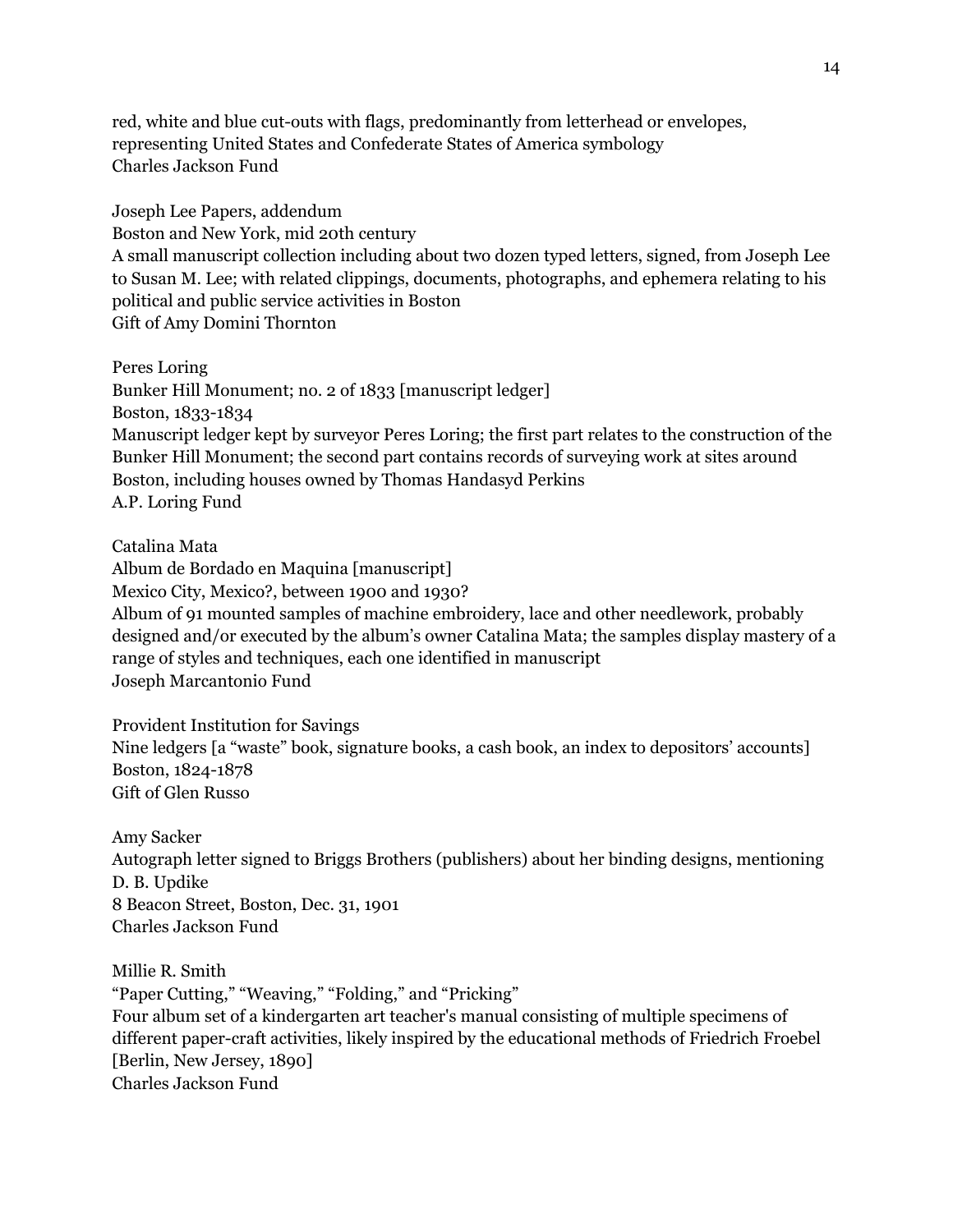red, white and blue cut-outs with flags, predominantly from letterhead or envelopes, representing United States and Confederate States of America symbology
Charles Jackson Fund

Joseph Lee Papers, addendum
Boston and New York, mid 20th century
A small manuscript collection including about two dozen typed letters, signed, from Joseph Lee to Susan M. Lee; with related clippings, documents, photographs, and ephemera relating to his political and public service activities in Boston
Gift of Amy Domini Thornton

Peres Loring
Bunker Hill Monument; no. 2 of 1833 [manuscript ledger]
Boston, 1833-1834
Manuscript ledger kept by surveyor Peres Loring; the first part relates to the construction of the Bunker Hill Monument; the second part contains records of surveying work at sites around Boston, including houses owned by Thomas Handasyd Perkins
A.P. Loring Fund

Catalina Mata
Album de Bordado en Maquina [manuscript]
Mexico City, Mexico?, between 1900 and 1930?
Album of 91 mounted samples of machine embroidery, lace and other needlework, probably designed and/or executed by the album's owner Catalina Mata; the samples display mastery of a range of styles and techniques, each one identified in manuscript
Joseph Marcantonio Fund

Provident Institution for Savings
Nine ledgers [a "waste" book, signature books, a cash book, an index to depositors' accounts]
Boston, 1824-1878
Gift of Glen Russo

Amy Sacker
Autograph letter signed to Briggs Brothers (publishers) about her binding designs, mentioning D. B. Updike
8 Beacon Street, Boston, Dec. 31, 1901
Charles Jackson Fund

Millie R. Smith
"Paper Cutting," "Weaving," "Folding," and "Pricking"
Four album set of a kindergarten art teacher's manual consisting of multiple specimens of different paper-craft activities, likely inspired by the educational methods of Friedrich Froebel
[Berlin, New Jersey, 1890]
Charles Jackson Fund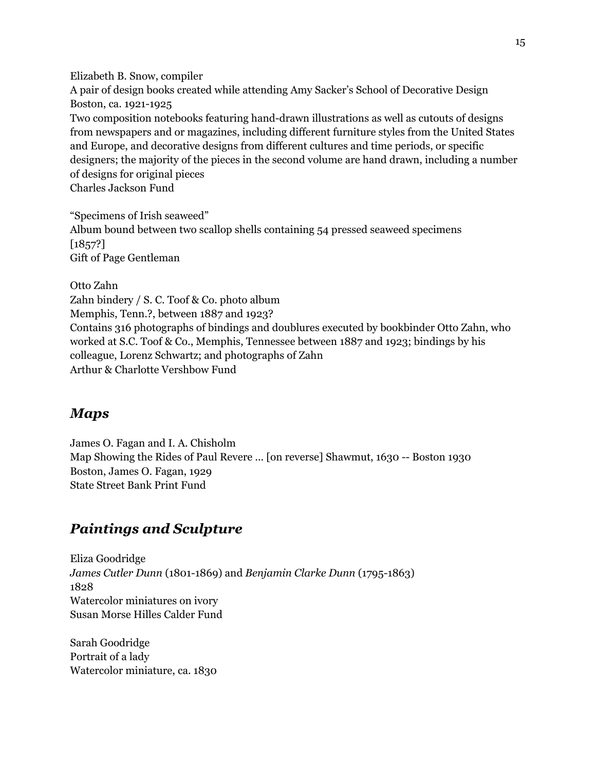Elizabeth B. Snow, compiler
A pair of design books created while attending Amy Sacker's School of Decorative Design
Boston, ca. 1921-1925
Two composition notebooks featuring hand-drawn illustrations as well as cutouts of designs from newspapers and or magazines, including different furniture styles from the United States and Europe, and decorative designs from different cultures and time periods, or specific designers; the majority of the pieces in the second volume are hand drawn, including a number of designs for original pieces
Charles Jackson Fund

"Specimens of Irish seaweed"
Album bound between two scallop shells containing 54 pressed seaweed specimens
[1857?]
Gift of Page Gentleman

Otto Zahn
Zahn bindery / S. C. Toof & Co. photo album
Memphis, Tenn.?, between 1887 and 1923?
Contains 316 photographs of bindings and doublures executed by bookbinder Otto Zahn, who worked at S.C. Toof & Co., Memphis, Tennessee between 1887 and 1923; bindings by his colleague, Lorenz Schwartz; and photographs of Zahn
Arthur & Charlotte Vershbow Fund

## *Maps*

James O. Fagan and I. A. Chisholm
Map Showing the Rides of Paul Revere ... [on reverse] Shawmut, 1630 -- Boston 1930
Boston, James O. Fagan, 1929
State Street Bank Print Fund

## *Paintings and Sculpture*

Eliza Goodridge
*James Cutler Dunn* (1801-1869) and *Benjamin Clarke Dunn* (1795-1863)
1828
Watercolor miniatures on ivory
Susan Morse Hilles Calder Fund

Sarah Goodridge
Portrait of a lady
Watercolor miniature, ca. 1830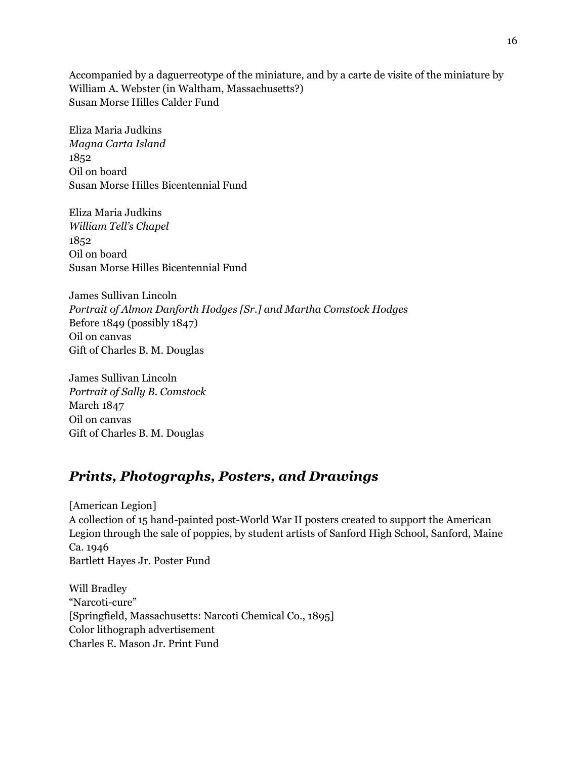Accompanied by a daguerreotype of the miniature, and by a carte de visite of the miniature by William A. Webster (in Waltham, Massachusetts?)
Susan Morse Hilles Calder Fund

Eliza Maria Judkins
*Magna Carta Island*
1852
Oil on board
Susan Morse Hilles Bicentennial Fund

Eliza Maria Judkins
*William Tell's Chapel*
1852
Oil on board
Susan Morse Hilles Bicentennial Fund

James Sullivan Lincoln
*Portrait of Almon Danforth Hodges [Sr.] and Martha Comstock Hodges*
Before 1849 (possibly 1847)
Oil on canvas
Gift of Charles B. M. Douglas

James Sullivan Lincoln
*Portrait of Sally B. Comstock*
March 1847
Oil on canvas
Gift of Charles B. M. Douglas

## *Prints, Photographs, Posters, and Drawings*

[American Legion]
A collection of 15 hand-painted post-World War II posters created to support the American Legion through the sale of poppies, by student artists of Sanford High School, Sanford, Maine
Ca. 1946
Bartlett Hayes Jr. Poster Fund

Will Bradley
"Narcoti-cure"
[Springfield, Massachusetts: Narcoti Chemical Co., 1895]
Color lithograph advertisement
Charles E. Mason Jr. Print Fund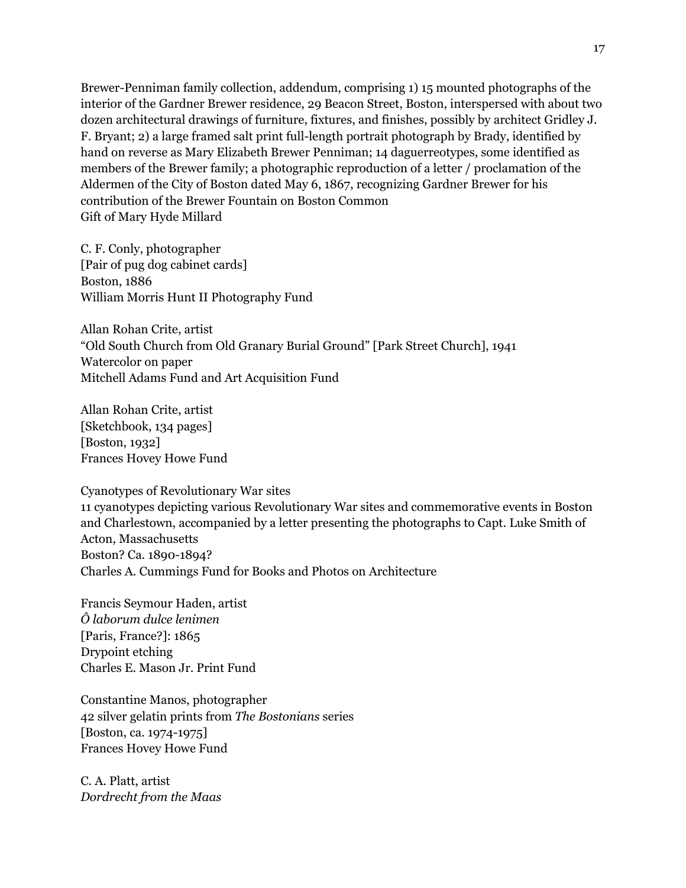Brewer-Penniman family collection, addendum, comprising 1) 15 mounted photographs of the interior of the Gardner Brewer residence, 29 Beacon Street, Boston, interspersed with about two dozen architectural drawings of furniture, fixtures, and finishes, possibly by architect Gridley J. F. Bryant; 2) a large framed salt print full-length portrait photograph by Brady, identified by hand on reverse as Mary Elizabeth Brewer Penniman; 14 daguerreotypes, some identified as members of the Brewer family; a photographic reproduction of a letter / proclamation of the Aldermen of the City of Boston dated May 6, 1867, recognizing Gardner Brewer for his contribution of the Brewer Fountain on Boston Common
Gift of Mary Hyde Millard

C. F. Conly, photographer
[Pair of pug dog cabinet cards]
Boston, 1886
William Morris Hunt II Photography Fund

Allan Rohan Crite, artist
"Old South Church from Old Granary Burial Ground" [Park Street Church], 1941
Watercolor on paper
Mitchell Adams Fund and Art Acquisition Fund

Allan Rohan Crite, artist
[Sketchbook, 134 pages]
[Boston, 1932]
Frances Hovey Howe Fund

Cyanotypes of Revolutionary War sites
11 cyanotypes depicting various Revolutionary War sites and commemorative events in Boston and Charlestown, accompanied by a letter presenting the photographs to Capt. Luke Smith of Acton, Massachusetts
Boston? Ca. 1890-1894?
Charles A. Cummings Fund for Books and Photos on Architecture

Francis Seymour Haden, artist
*Ô laborum dulce lenimen*
[Paris, France?]: 1865
Drypoint etching
Charles E. Mason Jr. Print Fund

Constantine Manos, photographer
42 silver gelatin prints from *The Bostonians* series
[Boston, ca. 1974-1975]
Frances Hovey Howe Fund

C. A. Platt, artist
*Dordrecht from the Maas*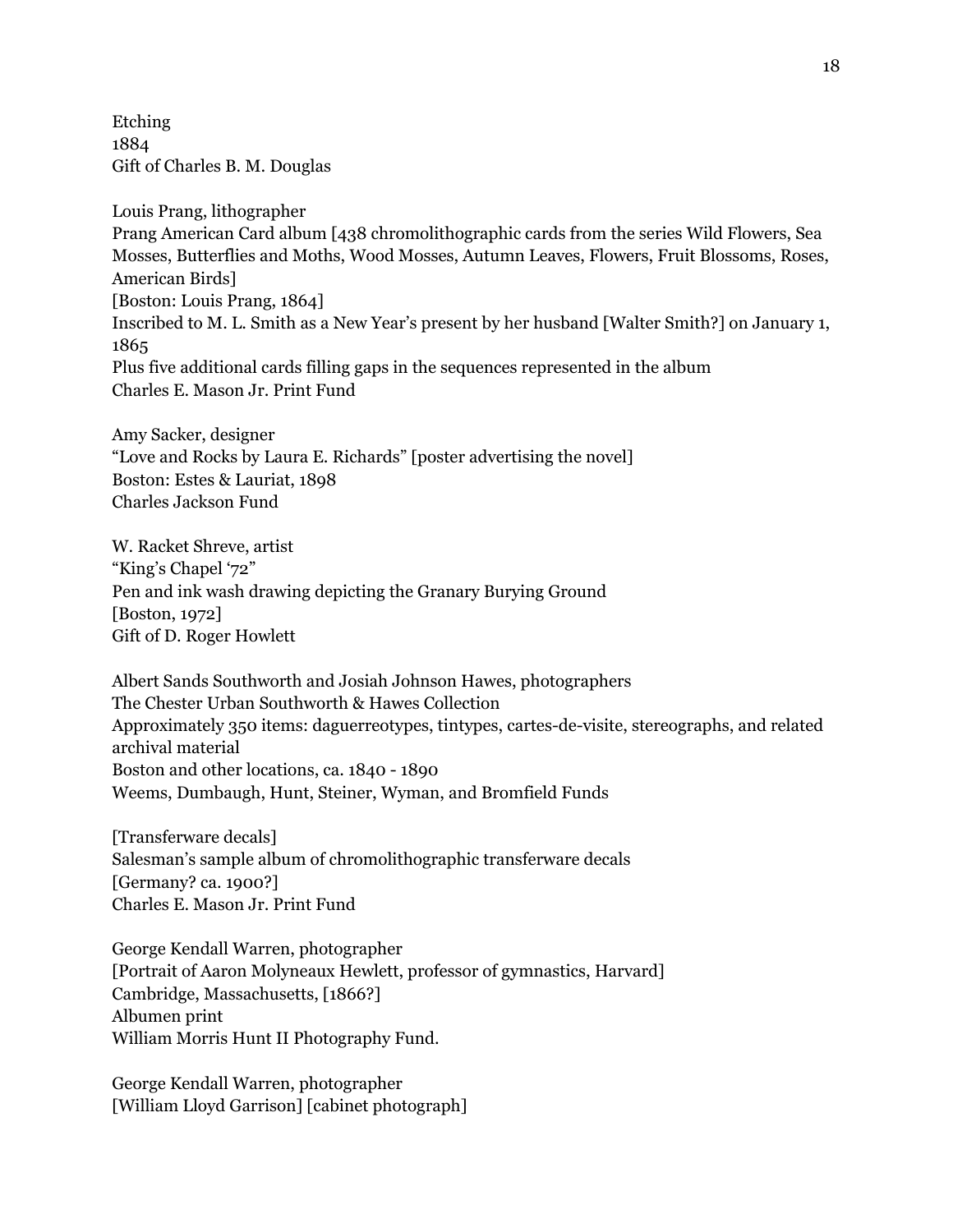Etching
1884
Gift of Charles B. M. Douglas

Louis Prang, lithographer
Prang American Card album [438 chromolithographic cards from the series Wild Flowers, Sea Mosses, Butterflies and Moths, Wood Mosses, Autumn Leaves, Flowers, Fruit Blossoms, Roses, American Birds]
[Boston: Louis Prang, 1864]
Inscribed to M. L. Smith as a New Year's present by her husband [Walter Smith?] on January 1, 1865
Plus five additional cards filling gaps in the sequences represented in the album
Charles E. Mason Jr. Print Fund

Amy Sacker, designer
"Love and Rocks by Laura E. Richards" [poster advertising the novel]
Boston: Estes & Lauriat, 1898
Charles Jackson Fund

W. Racket Shreve, artist
"King's Chapel '72"
Pen and ink wash drawing depicting the Granary Burying Ground
[Boston, 1972]
Gift of D. Roger Howlett

Albert Sands Southworth and Josiah Johnson Hawes, photographers
The Chester Urban Southworth & Hawes Collection
Approximately 350 items: daguerreotypes, tintypes, cartes-de-visite, stereographs, and related archival material
Boston and other locations, ca. 1840 - 1890
Weems, Dumbaugh, Hunt, Steiner, Wyman, and Bromfield Funds

[Transferware decals]
Salesman's sample album of chromolithographic transferware decals
[Germany? ca. 1900?]
Charles E. Mason Jr. Print Fund

George Kendall Warren, photographer
[Portrait of Aaron Molyneaux Hewlett, professor of gymnastics, Harvard]
Cambridge, Massachusetts, [1866?]
Albumen print
William Morris Hunt II Photography Fund.

George Kendall Warren, photographer
[William Lloyd Garrison] [cabinet photograph]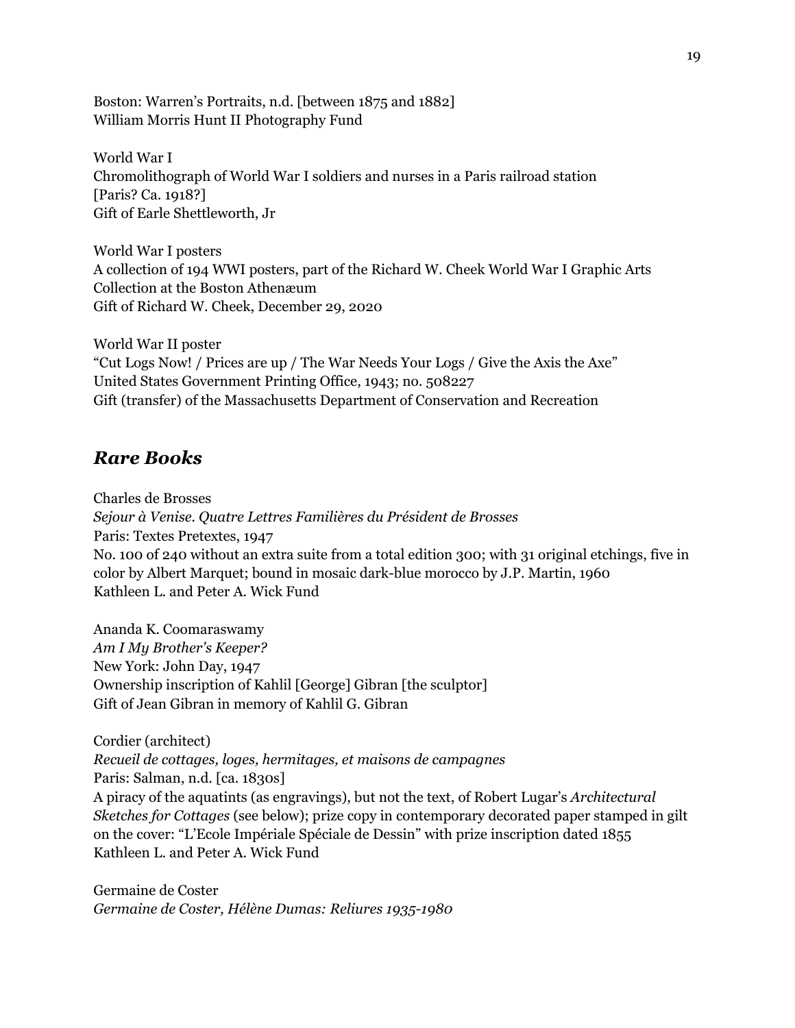Boston: Warren's Portraits, n.d. [between 1875 and 1882]
William Morris Hunt II Photography Fund

World War I
Chromolithograph of World War I soldiers and nurses in a Paris railroad station
[Paris? Ca. 1918?]
Gift of Earle Shettleworth, Jr

World War I posters
A collection of 194 WWI posters, part of the Richard W. Cheek World War I Graphic Arts Collection at the Boston Athenæum
Gift of Richard W. Cheek, December 29, 2020

World War II poster
"Cut Logs Now! / Prices are up / The War Needs Your Logs / Give the Axis the Axe"
United States Government Printing Office, 1943; no. 508227
Gift (transfer) of the Massachusetts Department of Conservation and Recreation

## ***Rare Books***

Charles de Brosses
*Sejour à Venise. Quatre Lettres Familières du Président de Brosses*
Paris: Textes Pretextes, 1947
No. 100 of 240 without an extra suite from a total edition 300; with 31 original etchings, five in color by Albert Marquet; bound in mosaic dark-blue morocco by J.P. Martin, 1960
Kathleen L. and Peter A. Wick Fund

Ananda K. Coomaraswamy
*Am I My Brother's Keeper?*
New York: John Day, 1947
Ownership inscription of Kahlil [George] Gibran [the sculptor]
Gift of Jean Gibran in memory of Kahlil G. Gibran

Cordier (architect)
*Recueil de cottages, loges, hermitages, et maisons de campagnes*
Paris: Salman, n.d. [ca. 1830s]
A piracy of the aquatints (as engravings), but not the text, of Robert Lugar's *Architectural Sketches for Cottages* (see below); prize copy in contemporary decorated paper stamped in gilt on the cover: "L'Ecole Impériale Spéciale de Dessin" with prize inscription dated 1855
Kathleen L. and Peter A. Wick Fund

Germaine de Coster
*Germaine de Coster, Hélène Dumas: Reliures 1935-1980*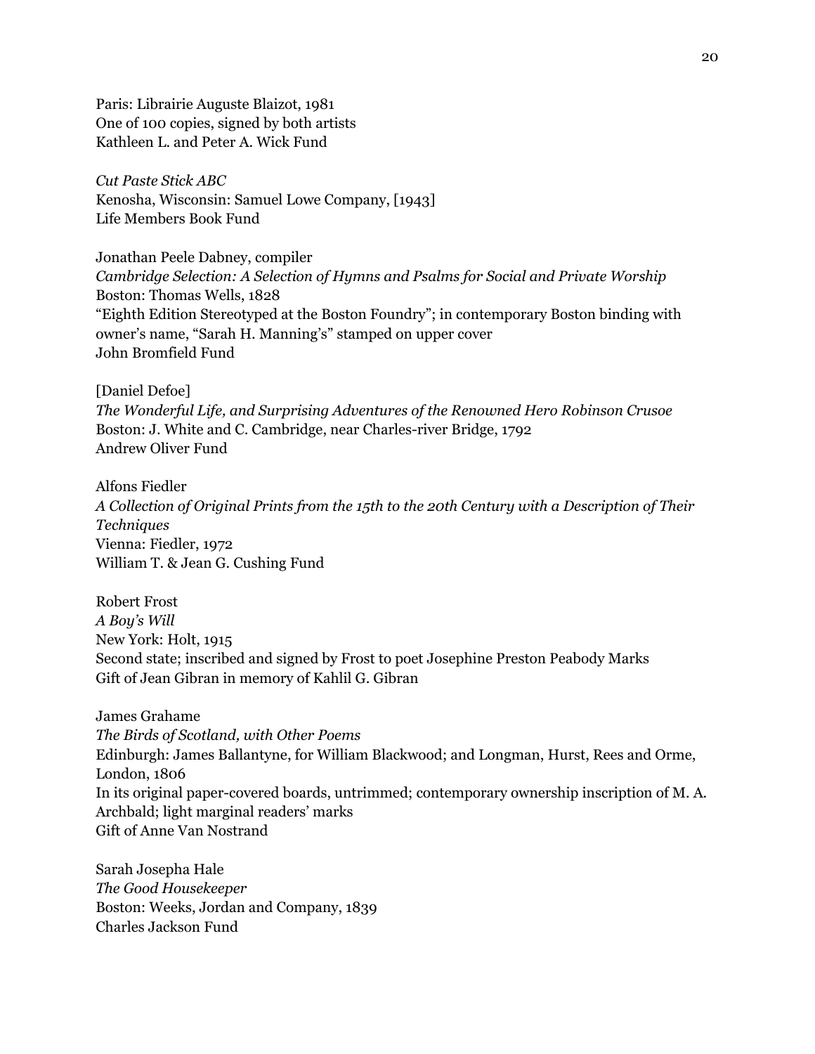Paris: Librairie Auguste Blaizot, 1981
One of 100 copies, signed by both artists
Kathleen L. and Peter A. Wick Fund

*Cut Paste Stick ABC*
Kenosha, Wisconsin: Samuel Lowe Company, [1943]
Life Members Book Fund

Jonathan Peele Dabney, compiler
*Cambridge Selection: A Selection of Hymns and Psalms for Social and Private Worship*
Boston: Thomas Wells, 1828
"Eighth Edition Stereotyped at the Boston Foundry"; in contemporary Boston binding with owner's name, "Sarah H. Manning's" stamped on upper cover
John Bromfield Fund

[Daniel Defoe]
*The Wonderful Life, and Surprising Adventures of the Renowned Hero Robinson Crusoe*
Boston: J. White and C. Cambridge, near Charles-river Bridge, 1792
Andrew Oliver Fund

Alfons Fiedler
*A Collection of Original Prints from the 15th to the 20th Century with a Description of Their Techniques*
Vienna: Fiedler, 1972
William T. & Jean G. Cushing Fund

Robert Frost
*A Boy's Will*
New York: Holt, 1915
Second state; inscribed and signed by Frost to poet Josephine Preston Peabody Marks
Gift of Jean Gibran in memory of Kahlil G. Gibran

James Grahame
*The Birds of Scotland, with Other Poems*
Edinburgh: James Ballantyne, for William Blackwood; and Longman, Hurst, Rees and Orme, London, 1806
In its original paper-covered boards, untrimmed; contemporary ownership inscription of M. A. Archbald; light marginal readers' marks
Gift of Anne Van Nostrand

Sarah Josepha Hale
*The Good Housekeeper*
Boston: Weeks, Jordan and Company, 1839
Charles Jackson Fund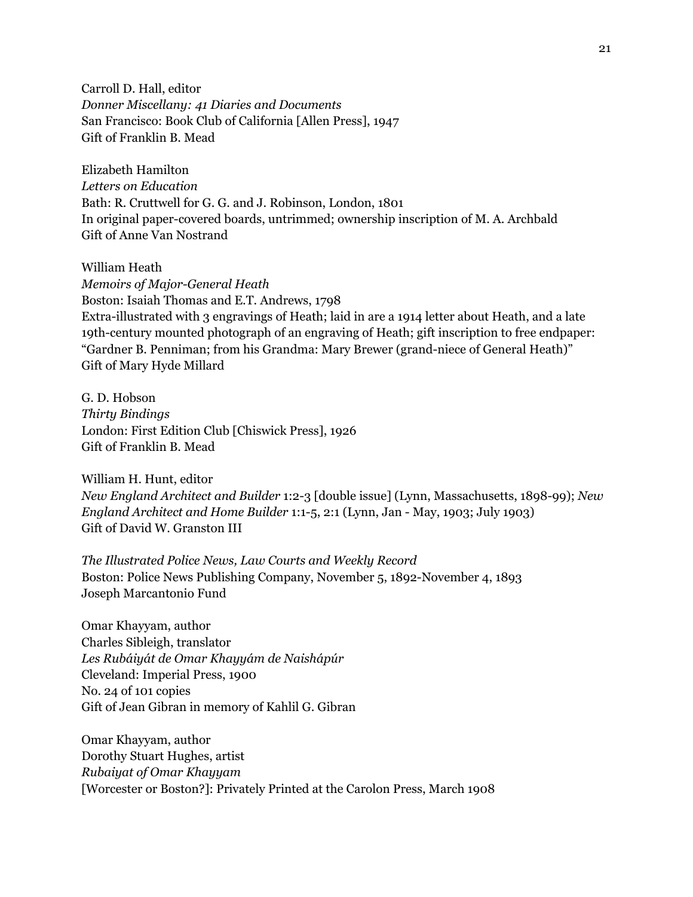Carroll D. Hall, editor
*Donner Miscellany: 41 Diaries and Documents*
San Francisco: Book Club of California [Allen Press], 1947
Gift of Franklin B. Mead

Elizabeth Hamilton
*Letters on Education*
Bath: R. Cruttwell for G. G. and J. Robinson, London, 1801
In original paper-covered boards, untrimmed; ownership inscription of M. A. Archbald
Gift of Anne Van Nostrand

William Heath
*Memoirs of Major-General Heath*
Boston: Isaiah Thomas and E.T. Andrews, 1798
Extra-illustrated with 3 engravings of Heath; laid in are a 1914 letter about Heath, and a late 19th-century mounted photograph of an engraving of Heath; gift inscription to free endpaper: "Gardner B. Penniman; from his Grandma: Mary Brewer (grand-niece of General Heath)"
Gift of Mary Hyde Millard

G. D. Hobson
*Thirty Bindings*
London: First Edition Club [Chiswick Press], 1926
Gift of Franklin B. Mead

William H. Hunt, editor
*New England Architect and Builder* 1:2-3 [double issue] (Lynn, Massachusetts, 1898-99); *New England Architect and Home Builder* 1:1-5, 2:1 (Lynn, Jan - May, 1903; July 1903)
Gift of David W. Granston III

*The Illustrated Police News, Law Courts and Weekly Record*
Boston: Police News Publishing Company, November 5, 1892-November 4, 1893
Joseph Marcantonio Fund

Omar Khayyam, author
Charles Sibleigh, translator
*Les Rubáiyát de Omar Khayyám de Naishápúr*
Cleveland: Imperial Press, 1900
No. 24 of 101 copies
Gift of Jean Gibran in memory of Kahlil G. Gibran

Omar Khayyam, author
Dorothy Stuart Hughes, artist
*Rubaiyat of Omar Khayyam*
[Worcester or Boston?]: Privately Printed at the Carolon Press, March 1908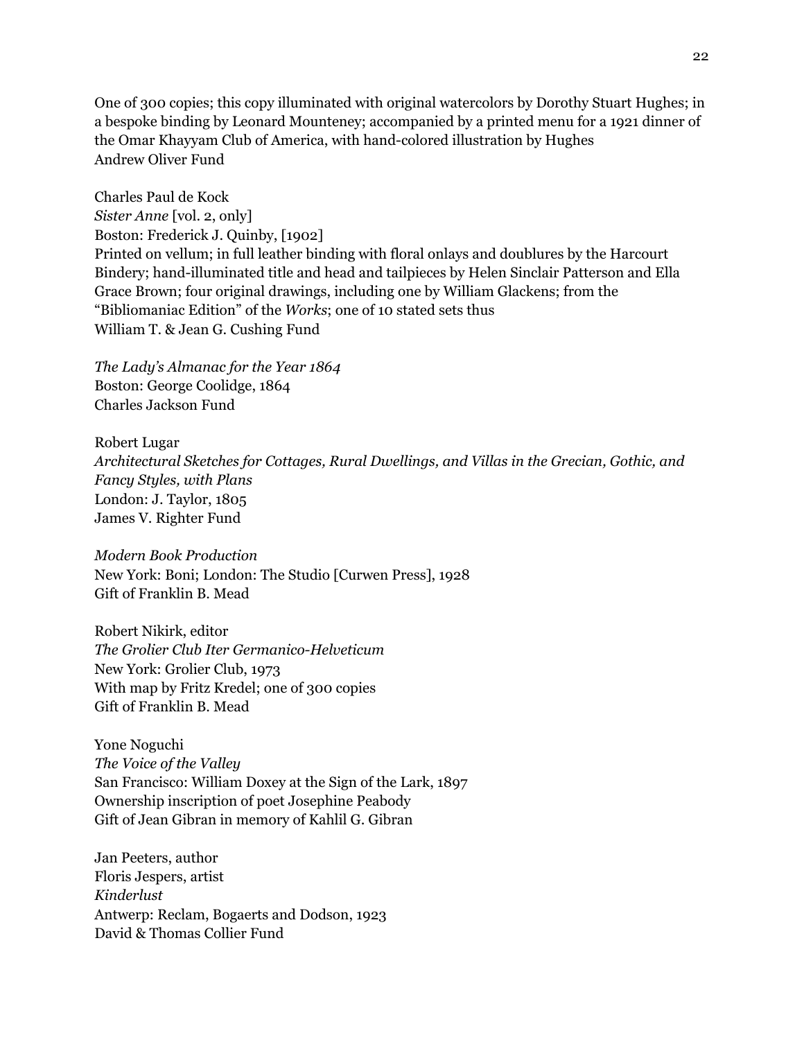One of 300 copies; this copy illuminated with original watercolors by Dorothy Stuart Hughes; in a bespoke binding by Leonard Mounteney; accompanied by a printed menu for a 1921 dinner of the Omar Khayyam Club of America, with hand-colored illustration by Hughes
Andrew Oliver Fund

Charles Paul de Kock
*Sister Anne* [vol. 2, only]
Boston: Frederick J. Quinby, [1902]
Printed on vellum; in full leather binding with floral onlays and doublures by the Harcourt Bindery; hand-illuminated title and head and tailpieces by Helen Sinclair Patterson and Ella Grace Brown; four original drawings, including one by William Glackens; from the "Bibliomaniac Edition" of the *Works*; one of 10 stated sets thus
William T. & Jean G. Cushing Fund

*The Lady's Almanac for the Year 1864*
Boston: George Coolidge, 1864
Charles Jackson Fund

Robert Lugar
*Architectural Sketches for Cottages, Rural Dwellings, and Villas in the Grecian, Gothic, and Fancy Styles, with Plans*
London: J. Taylor, 1805
James V. Righter Fund

*Modern Book Production*
New York: Boni; London: The Studio [Curwen Press], 1928
Gift of Franklin B. Mead

Robert Nikirk, editor
*The Grolier Club Iter Germanico-Helveticum*
New York: Grolier Club, 1973
With map by Fritz Kredel; one of 300 copies
Gift of Franklin B. Mead

Yone Noguchi
*The Voice of the Valley*
San Francisco: William Doxey at the Sign of the Lark, 1897
Ownership inscription of poet Josephine Peabody
Gift of Jean Gibran in memory of Kahlil G. Gibran

Jan Peeters, author
Floris Jespers, artist
*Kinderlust*
Antwerp: Reclam, Bogaerts and Dodson, 1923
David & Thomas Collier Fund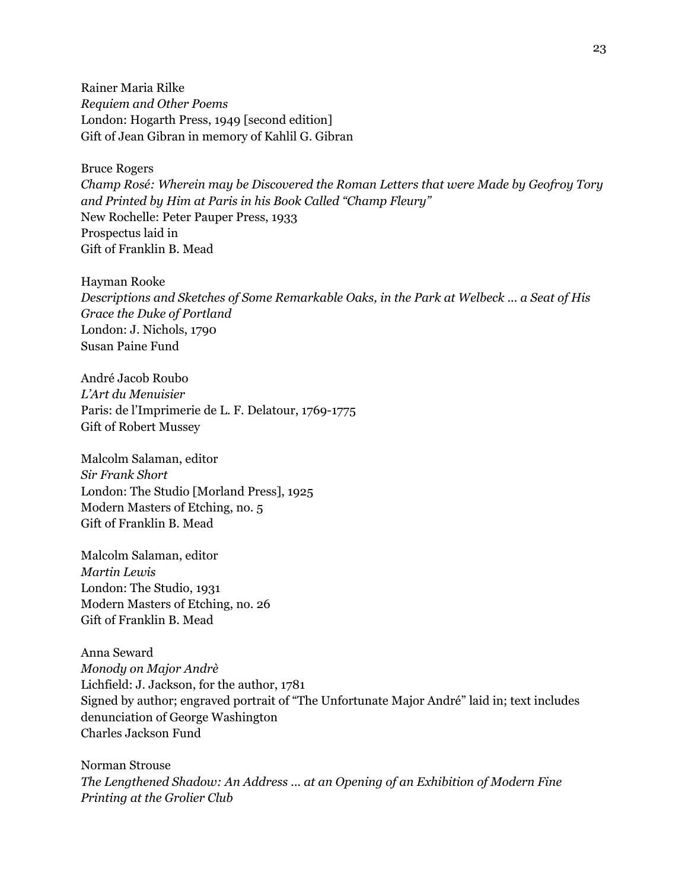Rainer Maria Rilke
*Requiem and Other Poems*
London: Hogarth Press, 1949 [second edition]
Gift of Jean Gibran in memory of Kahlil G. Gibran

Bruce Rogers
*Champ Rosé: Wherein may be Discovered the Roman Letters that were Made by Geofroy Tory and Printed by Him at Paris in his Book Called "Champ Fleury"*
New Rochelle: Peter Pauper Press, 1933
Prospectus laid in
Gift of Franklin B. Mead

Hayman Rooke
*Descriptions and Sketches of Some Remarkable Oaks, in the Park at Welbeck ... a Seat of His Grace the Duke of Portland*
London: J. Nichols, 1790
Susan Paine Fund

André Jacob Roubo
*L'Art du Menuisier*
Paris: de l'Imprimerie de L. F. Delatour, 1769-1775
Gift of Robert Mussey

Malcolm Salaman, editor
*Sir Frank Short*
London: The Studio [Morland Press], 1925
Modern Masters of Etching, no. 5
Gift of Franklin B. Mead

Malcolm Salaman, editor
*Martin Lewis*
London: The Studio, 1931
Modern Masters of Etching, no. 26
Gift of Franklin B. Mead

Anna Seward
*Monody on Major Andrè*
Lichfield: J. Jackson, for the author, 1781
Signed by author; engraved portrait of "The Unfortunate Major André" laid in; text includes denunciation of George Washington
Charles Jackson Fund

Norman Strouse
*The Lengthened Shadow: An Address ... at an Opening of an Exhibition of Modern Fine Printing at the Grolier Club*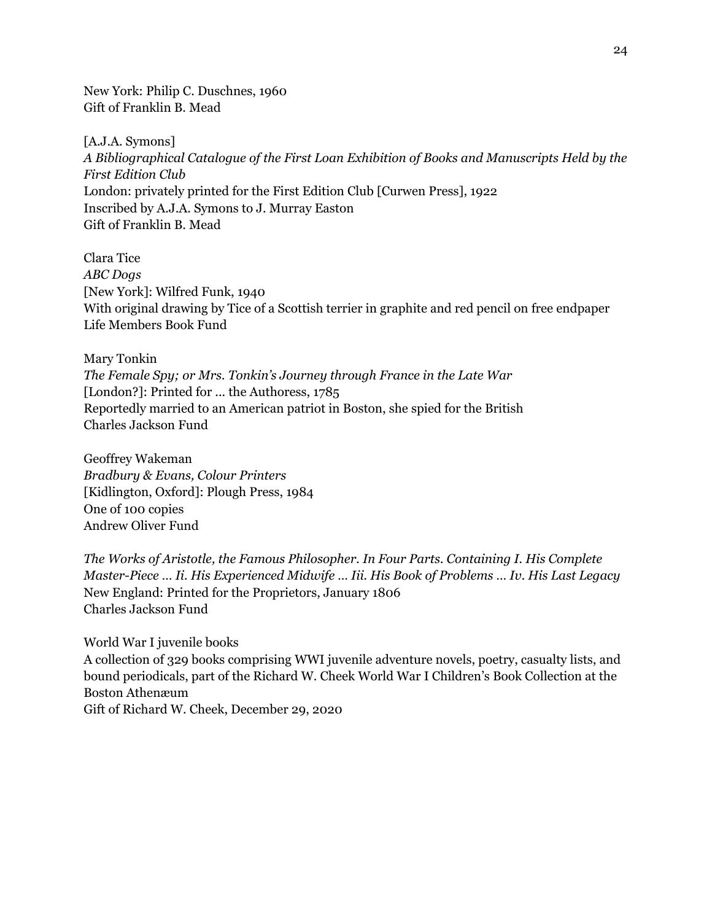New York: Philip C. Duschnes, 1960
Gift of Franklin B. Mead

[A.J.A. Symons]
*A Bibliographical Catalogue of the First Loan Exhibition of Books and Manuscripts Held by the First Edition Club*
London: privately printed for the First Edition Club [Curwen Press], 1922
Inscribed by A.J.A. Symons to J. Murray Easton
Gift of Franklin B. Mead

Clara Tice
*ABC Dogs*
[New York]: Wilfred Funk, 1940
With original drawing by Tice of a Scottish terrier in graphite and red pencil on free endpaper
Life Members Book Fund

Mary Tonkin
*The Female Spy; or Mrs. Tonkin's Journey through France in the Late War*
[London?]: Printed for ... the Authoress, 1785
Reportedly married to an American patriot in Boston, she spied for the British
Charles Jackson Fund

Geoffrey Wakeman
*Bradbury & Evans, Colour Printers*
[Kidlington, Oxford]: Plough Press, 1984
One of 100 copies
Andrew Oliver Fund

*The Works of Aristotle, the Famous Philosopher. In Four Parts. Containing I. His Complete Master-Piece ... Ii. His Experienced Midwife ... Iii. His Book of Problems ... Iv. His Last Legacy*
New England: Printed for the Proprietors, January 1806
Charles Jackson Fund

World War I juvenile books
A collection of 329 books comprising WWI juvenile adventure novels, poetry, casualty lists, and bound periodicals, part of the Richard W. Cheek World War I Children's Book Collection at the Boston Athenæum
Gift of Richard W. Cheek, December 29, 2020